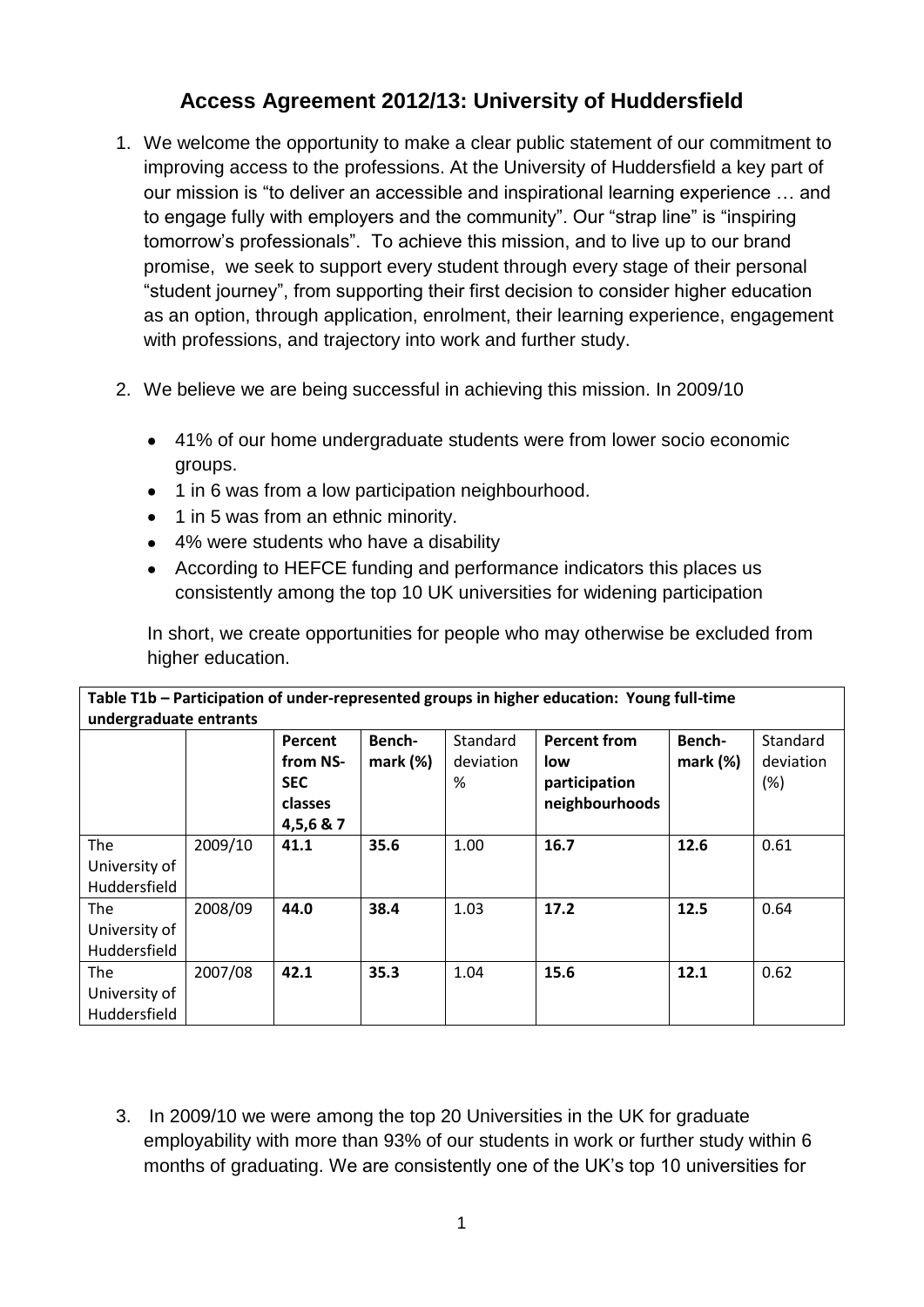# Access Agreement 2012/13: University of Huddersfield

1. We welcome the opportunity to make a clear public statement of our commitment to improving access to the professions. At the University of Huddersfield a key part of our mission is "to deliver an accessible and inspirational learning experience … and to engage fully with employers and the community". Our "strap line" is "inspiring tomorrow's professionals". To achieve this mission, and to live up to our brand promise, we seek to support every student through every stage of their personal "student journey", from supporting their first decision to consider higher education as an option, through application, enrolment, their learning experience, engagement with professions, and trajectory into work and further study.

2. We believe we are being successful in achieving this mission. In 2009/10

   - 41% of our home undergraduate students were from lower socio economic groups.
   - 1 in 6 was from a low participation neighbourhood.
   - 1 in 5 was from an ethnic minority.
   - 4% were students who have a disability
   - According to HEFCE funding and performance indicators this places us consistently among the top 10 UK universities for widening participation

   In short, we create opportunities for people who may otherwise be excluded from higher education.

**Table T1b – Participation of under-represented groups in higher education: Young full-time undergraduate entrants**

| | | **Percent from NS-SEC classes 4,5,6 & 7** | **Bench-mark (%)** | Standard deviation % | **Percent from low participation neighbourhoods** | **Bench-mark (%)** | Standard deviation (%) |
|---|---|---|---|---|---|---|---|
| The University of Huddersfield | 2009/10 | **41.1** | **35.6** | 1.00 | **16.7** | **12.6** | 0.61 |
| The University of Huddersfield | 2008/09 | **44.0** | **38.4** | 1.03 | **17.2** | **12.5** | 0.64 |
| The University of Huddersfield | 2007/08 | **42.1** | **35.3** | 1.04 | **15.6** | **12.1** | 0.62 |

3. In 2009/10 we were among the top 20 Universities in the UK for graduate employability with more than 93% of our students in work or further study within 6 months of graduating. We are consistently one of the UK's top 10 universities for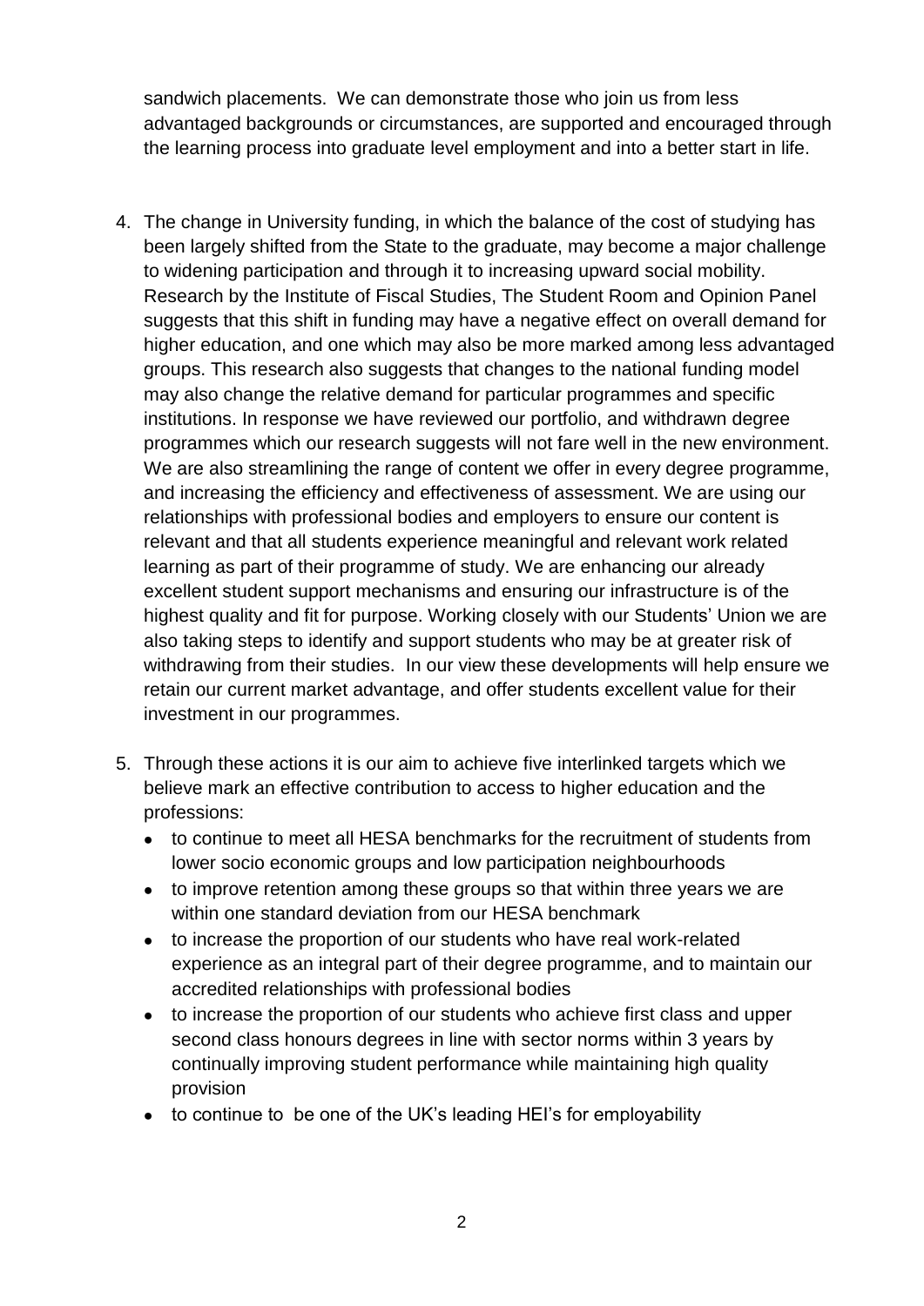sandwich placements. We can demonstrate those who join us from less advantaged backgrounds or circumstances, are supported and encouraged through the learning process into graduate level employment and into a better start in life.

4. The change in University funding, in which the balance of the cost of studying has been largely shifted from the State to the graduate, may become a major challenge to widening participation and through it to increasing upward social mobility. Research by the Institute of Fiscal Studies, The Student Room and Opinion Panel suggests that this shift in funding may have a negative effect on overall demand for higher education, and one which may also be more marked among less advantaged groups. This research also suggests that changes to the national funding model may also change the relative demand for particular programmes and specific institutions. In response we have reviewed our portfolio, and withdrawn degree programmes which our research suggests will not fare well in the new environment. We are also streamlining the range of content we offer in every degree programme, and increasing the efficiency and effectiveness of assessment. We are using our relationships with professional bodies and employers to ensure our content is relevant and that all students experience meaningful and relevant work related learning as part of their programme of study. We are enhancing our already excellent student support mechanisms and ensuring our infrastructure is of the highest quality and fit for purpose. Working closely with our Students' Union we are also taking steps to identify and support students who may be at greater risk of withdrawing from their studies. In our view these developments will help ensure we retain our current market advantage, and offer students excellent value for their investment in our programmes.

5. Through these actions it is our aim to achieve five interlinked targets which we believe mark an effective contribution to access to higher education and the professions:
   - to continue to meet all HESA benchmarks for the recruitment of students from lower socio economic groups and low participation neighbourhoods
   - to improve retention among these groups so that within three years we are within one standard deviation from our HESA benchmark
   - to increase the proportion of our students who have real work-related experience as an integral part of their degree programme, and to maintain our accredited relationships with professional bodies
   - to increase the proportion of our students who achieve first class and upper second class honours degrees in line with sector norms within 3 years by continually improving student performance while maintaining high quality provision
   - to continue to be one of the UK's leading HEI's for employability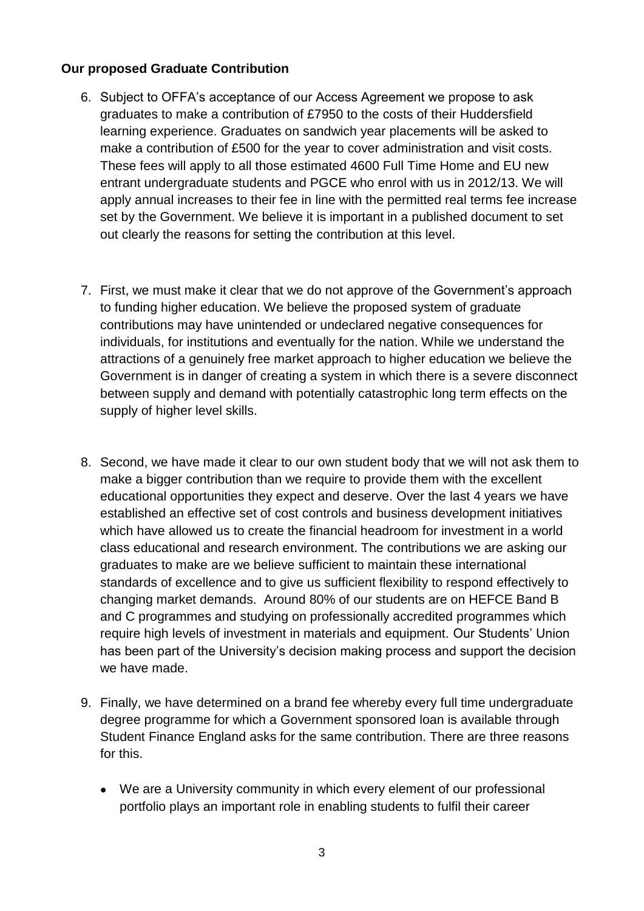**Our proposed Graduate Contribution**

6. Subject to OFFA's acceptance of our Access Agreement we propose to ask graduates to make a contribution of £7950 to the costs of their Huddersfield learning experience. Graduates on sandwich year placements will be asked to make a contribution of £500 for the year to cover administration and visit costs. These fees will apply to all those estimated 4600 Full Time Home and EU new entrant undergraduate students and PGCE who enrol with us in 2012/13. We will apply annual increases to their fee in line with the permitted real terms fee increase set by the Government. We believe it is important in a published document to set out clearly the reasons for setting the contribution at this level.

7. First, we must make it clear that we do not approve of the Government's approach to funding higher education. We believe the proposed system of graduate contributions may have unintended or undeclared negative consequences for individuals, for institutions and eventually for the nation. While we understand the attractions of a genuinely free market approach to higher education we believe the Government is in danger of creating a system in which there is a severe disconnect between supply and demand with potentially catastrophic long term effects on the supply of higher level skills.

8. Second, we have made it clear to our own student body that we will not ask them to make a bigger contribution than we require to provide them with the excellent educational opportunities they expect and deserve. Over the last 4 years we have established an effective set of cost controls and business development initiatives which have allowed us to create the financial headroom for investment in a world class educational and research environment. The contributions we are asking our graduates to make are we believe sufficient to maintain these international standards of excellence and to give us sufficient flexibility to respond effectively to changing market demands. Around 80% of our students are on HEFCE Band B and C programmes and studying on professionally accredited programmes which require high levels of investment in materials and equipment. Our Students' Union has been part of the University's decision making process and support the decision we have made.

9. Finally, we have determined on a brand fee whereby every full time undergraduate degree programme for which a Government sponsored loan is available through Student Finance England asks for the same contribution. There are three reasons for this.

   - We are a University community in which every element of our professional portfolio plays an important role in enabling students to fulfil their career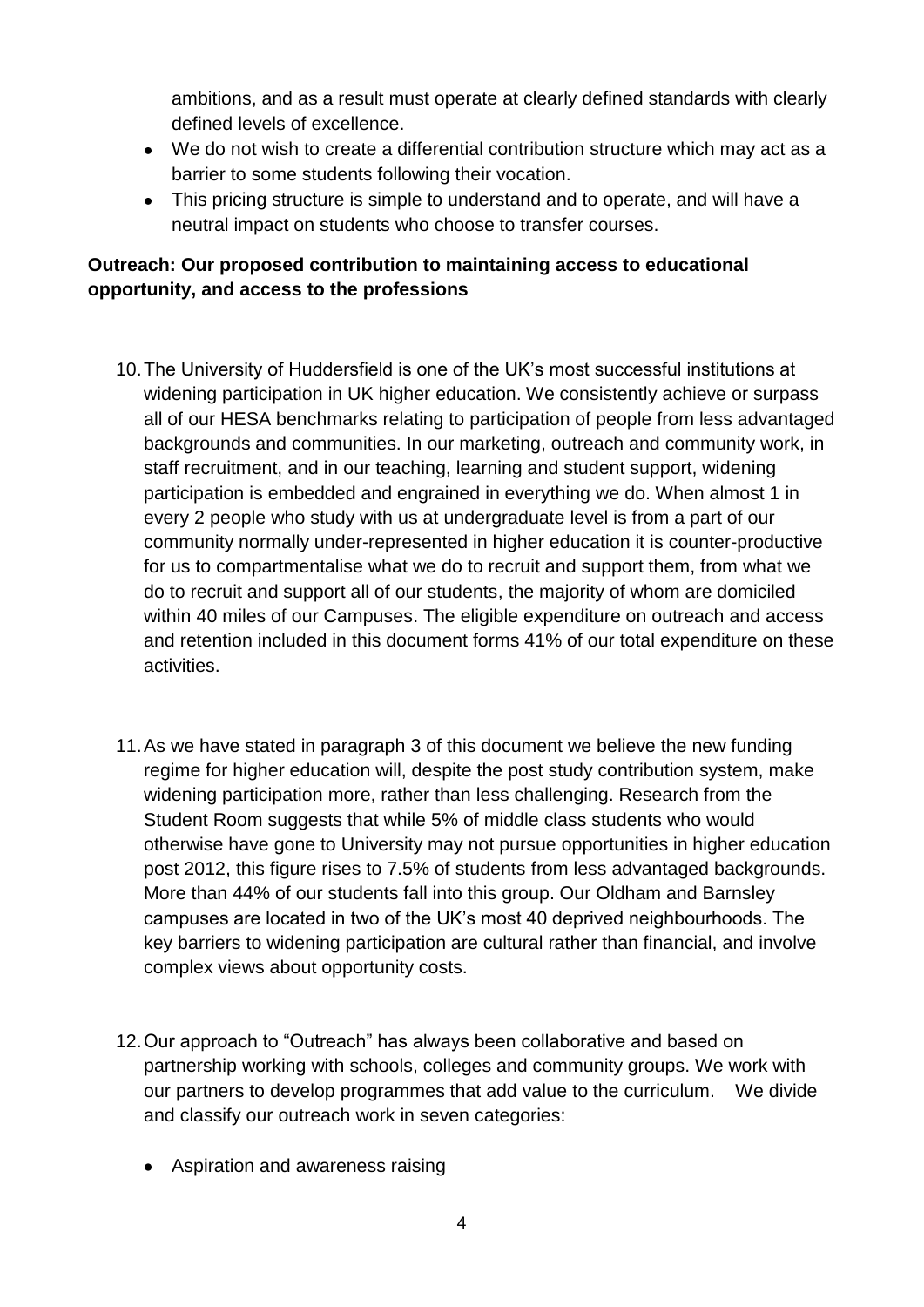ambitions, and as a result must operate at clearly defined standards with clearly defined levels of excellence.

- We do not wish to create a differential contribution structure which may act as a barrier to some students following their vocation.
- This pricing structure is simple to understand and to operate, and will have a neutral impact on students who choose to transfer courses.

**Outreach: Our proposed contribution to maintaining access to educational opportunity, and access to the professions**

10. The University of Huddersfield is one of the UK's most successful institutions at widening participation in UK higher education. We consistently achieve or surpass all of our HESA benchmarks relating to participation of people from less advantaged backgrounds and communities. In our marketing, outreach and community work, in staff recruitment, and in our teaching, learning and student support, widening participation is embedded and engrained in everything we do. When almost 1 in every 2 people who study with us at undergraduate level is from a part of our community normally under-represented in higher education it is counter-productive for us to compartmentalise what we do to recruit and support them, from what we do to recruit and support all of our students, the majority of whom are domiciled within 40 miles of our Campuses. The eligible expenditure on outreach and access and retention included in this document forms 41% of our total expenditure on these activities.

11. As we have stated in paragraph 3 of this document we believe the new funding regime for higher education will, despite the post study contribution system, make widening participation more, rather than less challenging. Research from the Student Room suggests that while 5% of middle class students who would otherwise have gone to University may not pursue opportunities in higher education post 2012, this figure rises to 7.5% of students from less advantaged backgrounds. More than 44% of our students fall into this group. Our Oldham and Barnsley campuses are located in two of the UK's most 40 deprived neighbourhoods. The key barriers to widening participation are cultural rather than financial, and involve complex views about opportunity costs.

12. Our approach to "Outreach" has always been collaborative and based on partnership working with schools, colleges and community groups. We work with our partners to develop programmes that add value to the curriculum. We divide and classify our outreach work in seven categories:

- Aspiration and awareness raising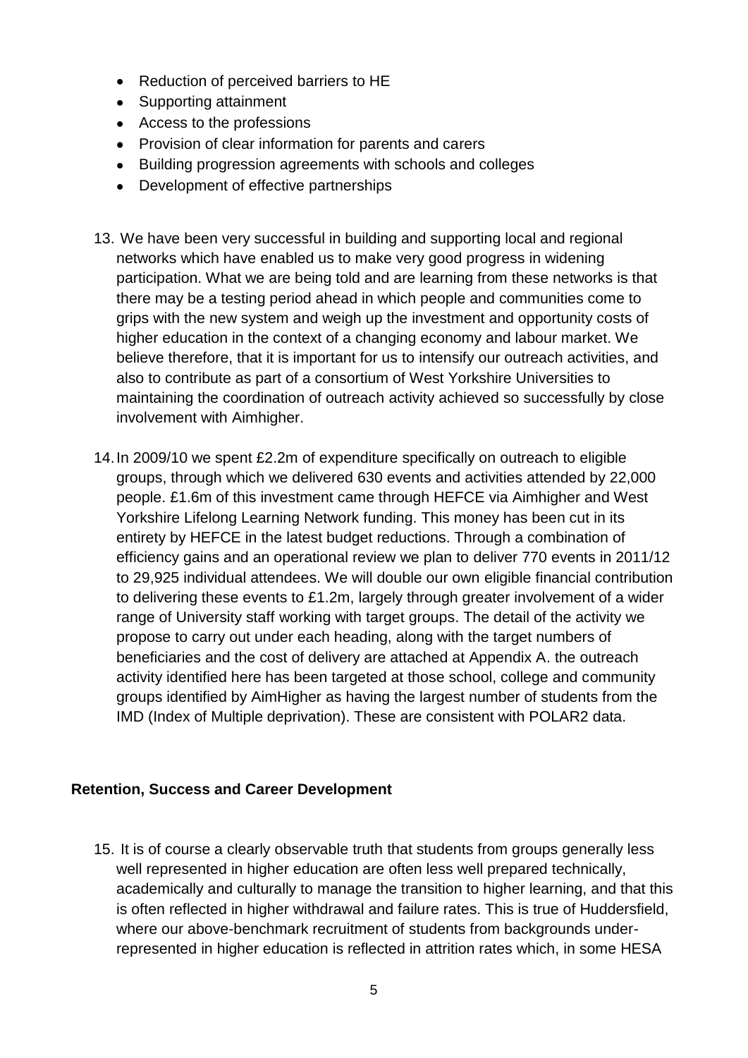- Reduction of perceived barriers to HE
- Supporting attainment
- Access to the professions
- Provision of clear information for parents and carers
- Building progression agreements with schools and colleges
- Development of effective partnerships

13. We have been very successful in building and supporting local and regional networks which have enabled us to make very good progress in widening participation. What we are being told and are learning from these networks is that there may be a testing period ahead in which people and communities come to grips with the new system and weigh up the investment and opportunity costs of higher education in the context of a changing economy and labour market. We believe therefore, that it is important for us to intensify our outreach activities, and also to contribute as part of a consortium of West Yorkshire Universities to maintaining the coordination of outreach activity achieved so successfully by close involvement with Aimhigher.

14. In 2009/10 we spent £2.2m of expenditure specifically on outreach to eligible groups, through which we delivered 630 events and activities attended by 22,000 people. £1.6m of this investment came through HEFCE via Aimhigher and West Yorkshire Lifelong Learning Network funding. This money has been cut in its entirety by HEFCE in the latest budget reductions. Through a combination of efficiency gains and an operational review we plan to deliver 770 events in 2011/12 to 29,925 individual attendees. We will double our own eligible financial contribution to delivering these events to £1.2m, largely through greater involvement of a wider range of University staff working with target groups. The detail of the activity we propose to carry out under each heading, along with the target numbers of beneficiaries and the cost of delivery are attached at Appendix A. the outreach activity identified here has been targeted at those school, college and community groups identified by AimHigher as having the largest number of students from the IMD (Index of Multiple deprivation). These are consistent with POLAR2 data.

**Retention, Success and Career Development**

15. It is of course a clearly observable truth that students from groups generally less well represented in higher education are often less well prepared technically, academically and culturally to manage the transition to higher learning, and that this is often reflected in higher withdrawal and failure rates. This is true of Huddersfield, where our above-benchmark recruitment of students from backgrounds under-represented in higher education is reflected in attrition rates which, in some HESA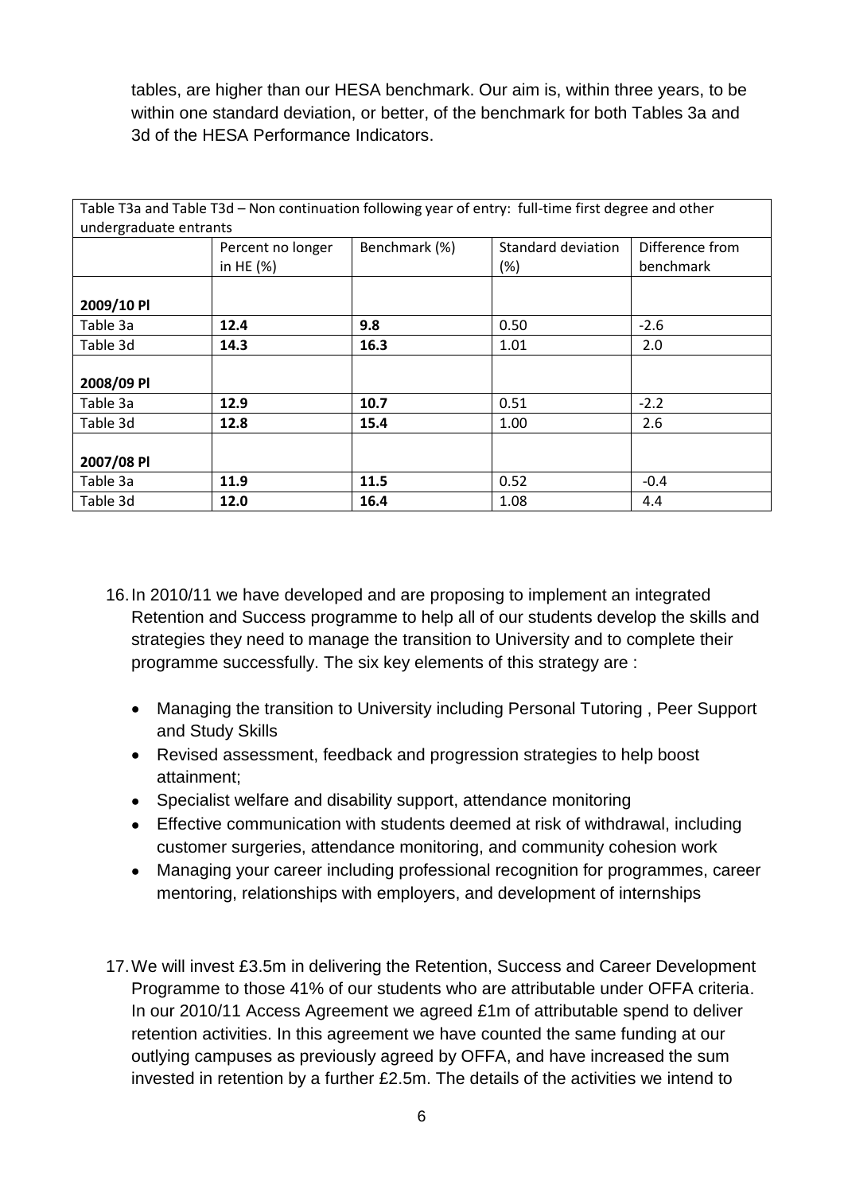tables, are higher than our HESA benchmark. Our aim is, within three years, to be within one standard deviation, or better, of the benchmark for both Tables 3a and 3d of the HESA Performance Indicators.

| Table T3a and Table T3d – Non continuation following year of entry: full-time first degree and other undergraduate entrants | | | | |
|---|---|---|---|---|
| | Percent no longer in HE (%) | Benchmark (%) | Standard deviation (%) | Difference from benchmark |
| **2009/10 PI** | | | | |
| Table 3a | **12.4** | **9.8** | 0.50 | -2.6 |
| Table 3d | **14.3** | **16.3** | 1.01 | 2.0 |
| **2008/09 PI** | | | | |
| Table 3a | **12.9** | **10.7** | 0.51 | -2.2 |
| Table 3d | **12.8** | **15.4** | 1.00 | 2.6 |
| **2007/08 PI** | | | | |
| Table 3a | **11.9** | **11.5** | 0.52 | -0.4 |
| Table 3d | **12.0** | **16.4** | 1.08 | 4.4 |

16. In 2010/11 we have developed and are proposing to implement an integrated Retention and Success programme to help all of our students develop the skills and strategies they need to manage the transition to University and to complete their programme successfully. The six key elements of this strategy are :

    - Managing the transition to University including Personal Tutoring , Peer Support and Study Skills
    - Revised assessment, feedback and progression strategies to help boost attainment;
    - Specialist welfare and disability support, attendance monitoring
    - Effective communication with students deemed at risk of withdrawal, including customer surgeries, attendance monitoring, and community cohesion work
    - Managing your career including professional recognition for programmes, career mentoring, relationships with employers, and development of internships

17. We will invest £3.5m in delivering the Retention, Success and Career Development Programme to those 41% of our students who are attributable under OFFA criteria. In our 2010/11 Access Agreement we agreed £1m of attributable spend to deliver retention activities. In this agreement we have counted the same funding at our outlying campuses as previously agreed by OFFA, and have increased the sum invested in retention by a further £2.5m. The details of the activities we intend to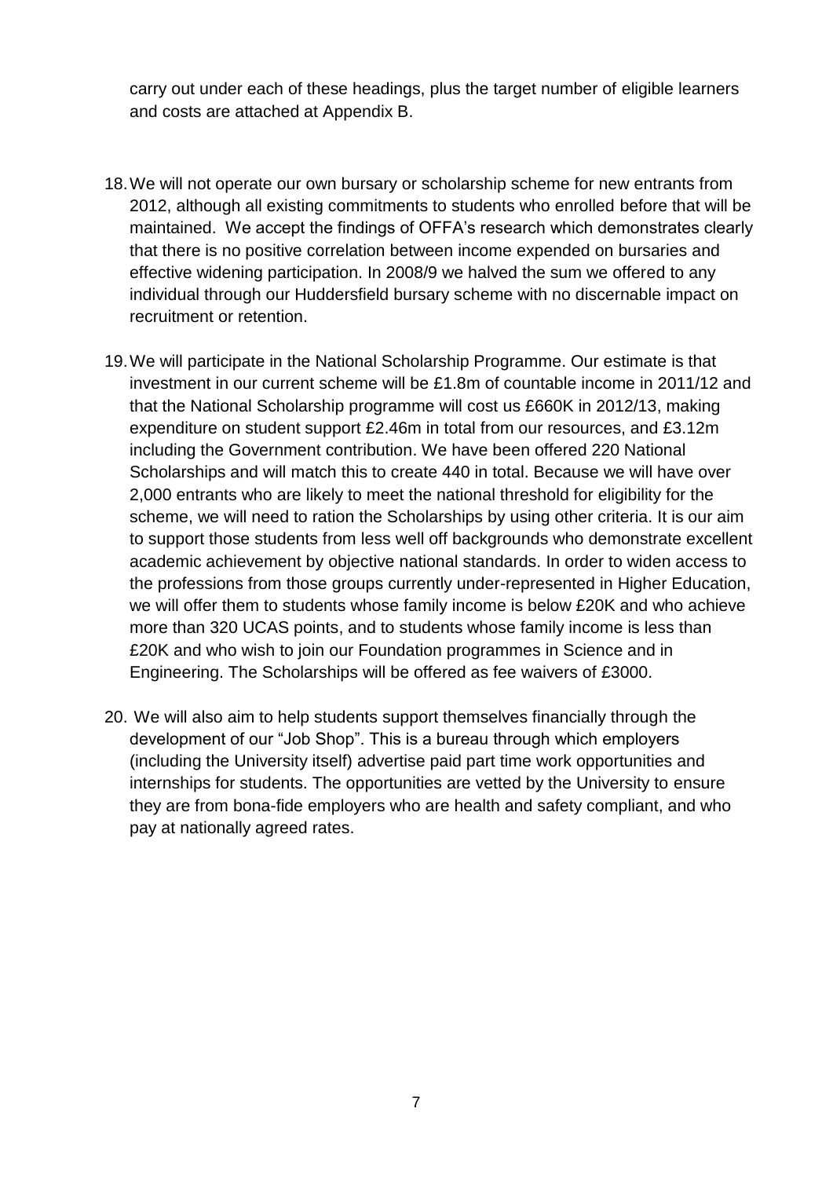carry out under each of these headings, plus the target number of eligible learners and costs are attached at Appendix B.

18. We will not operate our own bursary or scholarship scheme for new entrants from 2012, although all existing commitments to students who enrolled before that will be maintained. We accept the findings of OFFA's research which demonstrates clearly that there is no positive correlation between income expended on bursaries and effective widening participation. In 2008/9 we halved the sum we offered to any individual through our Huddersfield bursary scheme with no discernable impact on recruitment or retention.

19. We will participate in the National Scholarship Programme. Our estimate is that investment in our current scheme will be £1.8m of countable income in 2011/12 and that the National Scholarship programme will cost us £660K in 2012/13, making expenditure on student support £2.46m in total from our resources, and £3.12m including the Government contribution. We have been offered 220 National Scholarships and will match this to create 440 in total. Because we will have over 2,000 entrants who are likely to meet the national threshold for eligibility for the scheme, we will need to ration the Scholarships by using other criteria. It is our aim to support those students from less well off backgrounds who demonstrate excellent academic achievement by objective national standards. In order to widen access to the professions from those groups currently under-represented in Higher Education, we will offer them to students whose family income is below £20K and who achieve more than 320 UCAS points, and to students whose family income is less than £20K and who wish to join our Foundation programmes in Science and in Engineering. The Scholarships will be offered as fee waivers of £3000.

20. We will also aim to help students support themselves financially through the development of our "Job Shop". This is a bureau through which employers (including the University itself) advertise paid part time work opportunities and internships for students. The opportunities are vetted by the University to ensure they are from bona-fide employers who are health and safety compliant, and who pay at nationally agreed rates.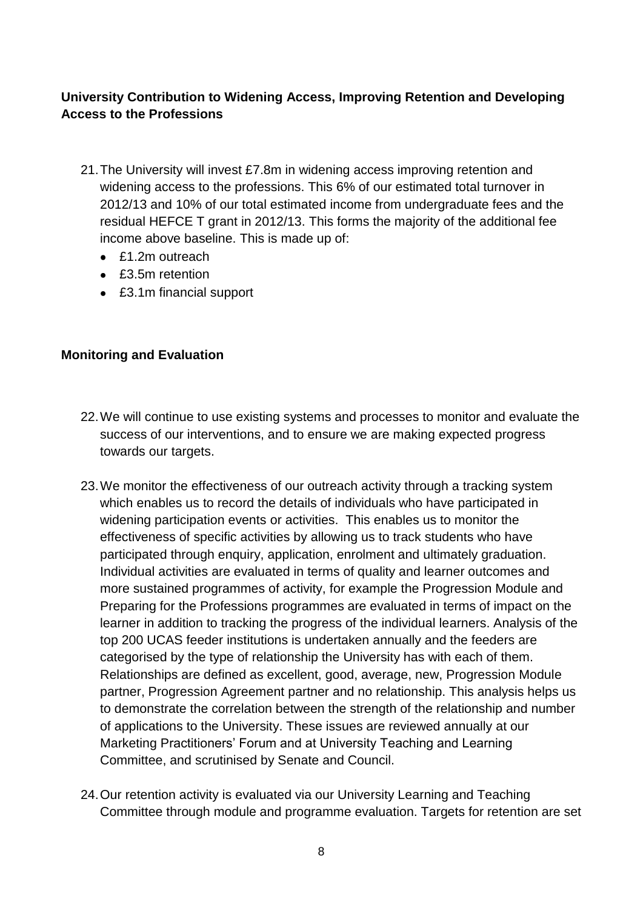**University Contribution to Widening Access, Improving Retention and Developing Access to the Professions**

21. The University will invest £7.8m in widening access improving retention and widening access to the professions. This 6% of our estimated total turnover in 2012/13 and 10% of our total estimated income from undergraduate fees and the residual HEFCE T grant in 2012/13. This forms the majority of the additional fee income above baseline. This is made up of:
    - £1.2m outreach
    - £3.5m retention
    - £3.1m financial support

**Monitoring and Evaluation**

22. We will continue to use existing systems and processes to monitor and evaluate the success of our interventions, and to ensure we are making expected progress towards our targets.

23. We monitor the effectiveness of our outreach activity through a tracking system which enables us to record the details of individuals who have participated in widening participation events or activities. This enables us to monitor the effectiveness of specific activities by allowing us to track students who have participated through enquiry, application, enrolment and ultimately graduation. Individual activities are evaluated in terms of quality and learner outcomes and more sustained programmes of activity, for example the Progression Module and Preparing for the Professions programmes are evaluated in terms of impact on the learner in addition to tracking the progress of the individual learners. Analysis of the top 200 UCAS feeder institutions is undertaken annually and the feeders are categorised by the type of relationship the University has with each of them. Relationships are defined as excellent, good, average, new, Progression Module partner, Progression Agreement partner and no relationship. This analysis helps us to demonstrate the correlation between the strength of the relationship and number of applications to the University. These issues are reviewed annually at our Marketing Practitioners' Forum and at University Teaching and Learning Committee, and scrutinised by Senate and Council.

24. Our retention activity is evaluated via our University Learning and Teaching Committee through module and programme evaluation. Targets for retention are set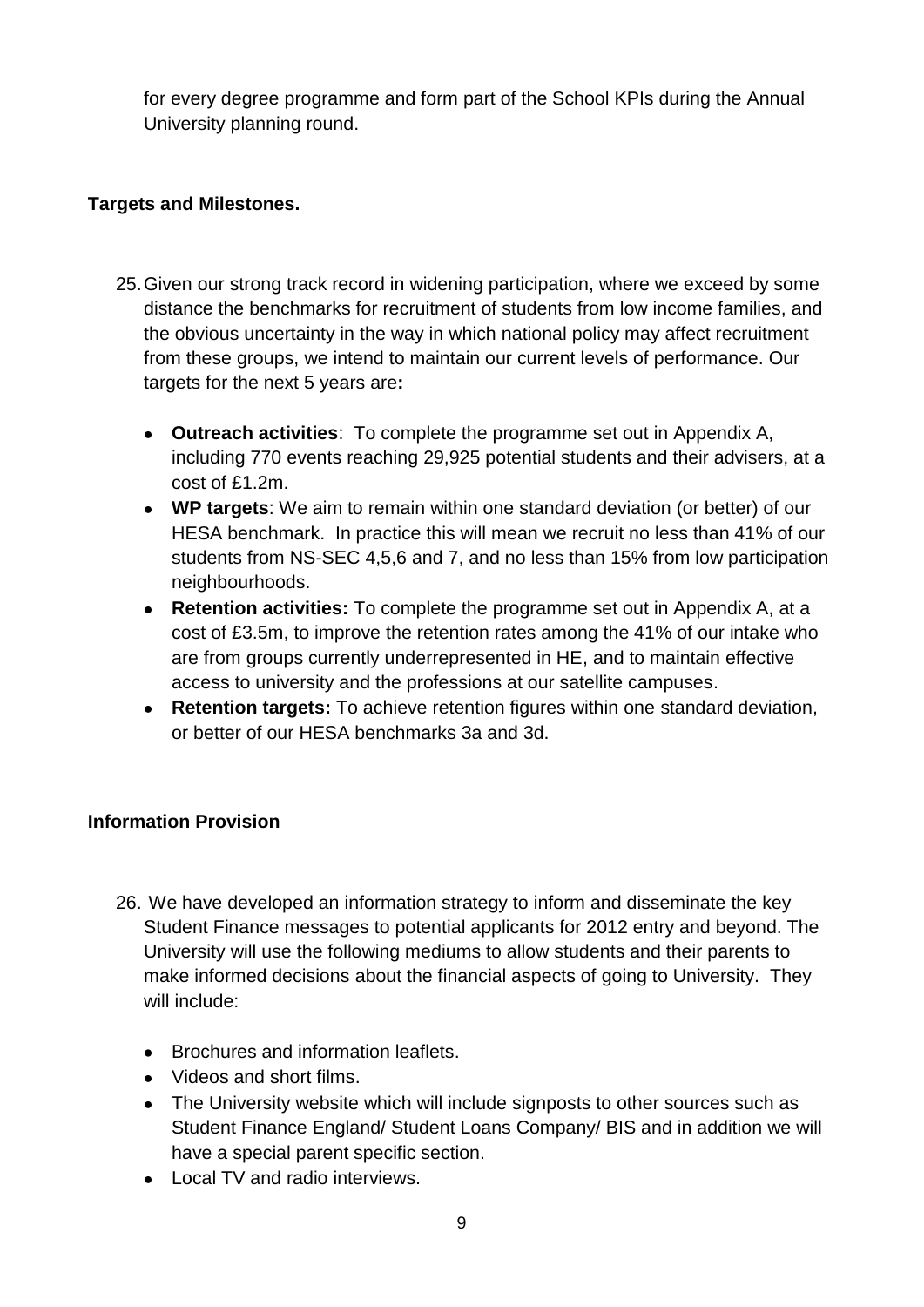for every degree programme and form part of the School KPIs during the Annual University planning round.

**Targets and Milestones.**

25. Given our strong track record in widening participation, where we exceed by some distance the benchmarks for recruitment of students from low income families, and the obvious uncertainty in the way in which national policy may affect recruitment from these groups, we intend to maintain our current levels of performance. Our targets for the next 5 years are**:**

    - **Outreach activities**: To complete the programme set out in Appendix A, including 770 events reaching 29,925 potential students and their advisers, at a cost of £1.2m.
    - **WP targets**: We aim to remain within one standard deviation (or better) of our HESA benchmark. In practice this will mean we recruit no less than 41% of our students from NS-SEC 4,5,6 and 7, and no less than 15% from low participation neighbourhoods.
    - **Retention activities:** To complete the programme set out in Appendix A, at a cost of £3.5m, to improve the retention rates among the 41% of our intake who are from groups currently underrepresented in HE, and to maintain effective access to university and the professions at our satellite campuses.
    - **Retention targets:** To achieve retention figures within one standard deviation, or better of our HESA benchmarks 3a and 3d.

**Information Provision**

26. We have developed an information strategy to inform and disseminate the key Student Finance messages to potential applicants for 2012 entry and beyond. The University will use the following mediums to allow students and their parents to make informed decisions about the financial aspects of going to University. They will include:

    - Brochures and information leaflets.
    - Videos and short films.
    - The University website which will include signposts to other sources such as Student Finance England/ Student Loans Company/ BIS and in addition we will have a special parent specific section.
    - Local TV and radio interviews.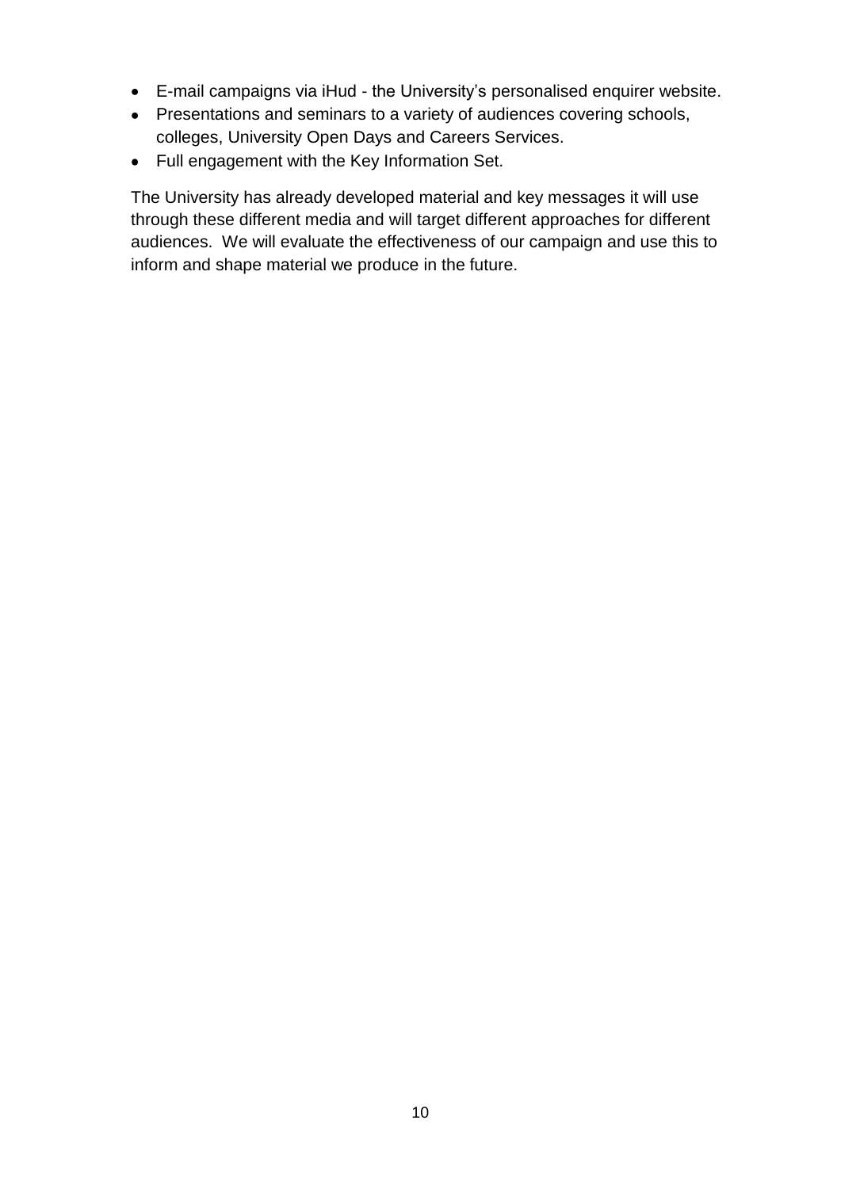- E-mail campaigns via iHud - the University's personalised enquirer website.
- Presentations and seminars to a variety of audiences covering schools, colleges, University Open Days and Careers Services.
- Full engagement with the Key Information Set.

The University has already developed material and key messages it will use through these different media and will target different approaches for different audiences. We will evaluate the effectiveness of our campaign and use this to inform and shape material we produce in the future.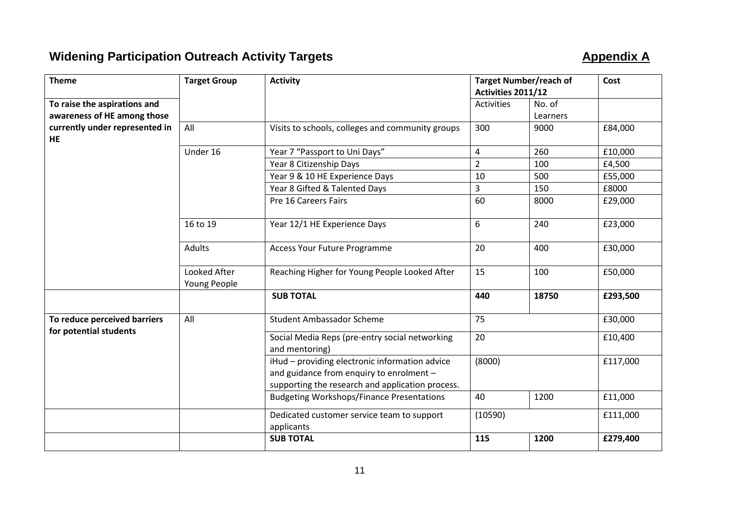## Widening Participation Outreach Activity Targets

**Appendix A**

| **Theme** | **Target Group** | **Activity** | **Target Number/reach of Activities 2011/12** | | **Cost** |
|---|---|---|---|---|---|
| **To raise the aspirations and awareness of HE among those currently under represented in HE** | | | Activities | No. of Learners | |
| | All | Visits to schools, colleges and community groups | 300 | 9000 | £84,000 |
| | Under 16 | Year 7 "Passport to Uni Days" | 4 | 260 | £10,000 |
| | | Year 8 Citizenship Days | 2 | 100 | £4,500 |
| | | Year 9 & 10 HE Experience Days | 10 | 500 | £55,000 |
| | | Year 8 Gifted & Talented Days | 3 | 150 | £8000 |
| | | Pre 16 Careers Fairs | 60 | 8000 | £29,000 |
| | 16 to 19 | Year 12/1 HE Experience Days | 6 | 240 | £23,000 |
| | Adults | Access Your Future Programme | 20 | 400 | £30,000 |
| | Looked After Young People | Reaching Higher for Young People Looked After | 15 | 100 | £50,000 |
| | | **SUB TOTAL** | **440** | **18750** | **£293,500** |
| **To reduce perceived barriers for potential students** | All | Student Ambassador Scheme | 75 | | £30,000 |
| | | Social Media Reps (pre-entry social networking and mentoring) | 20 | | £10,400 |
| | | iHud – providing electronic information advice and guidance from enquiry to enrolment – supporting the research and application process. | (8000) | | £117,000 |
| | | Budgeting Workshops/Finance Presentations | 40 | 1200 | £11,000 |
| | | Dedicated customer service team to support applicants | (10590) | | £111,000 |
| | | **SUB TOTAL** | **115** | **1200** | **£279,400** |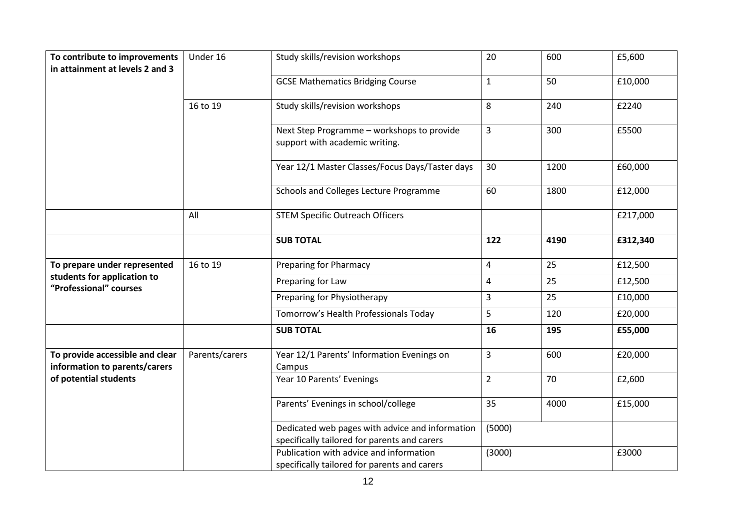| | | | | | |
|---|---|---|---|---|---|
| **To contribute to improvements in attainment at levels 2 and 3** | Under 16 | Study skills/revision workshops | 20 | 600 | £5,600 |
| | | GCSE Mathematics Bridging Course | 1 | 50 | £10,000 |
| | 16 to 19 | Study skills/revision workshops | 8 | 240 | £2240 |
| | | Next Step Programme – workshops to provide support with academic writing. | 3 | 300 | £5500 |
| | | Year 12/1 Master Classes/Focus Days/Taster days | 30 | 1200 | £60,000 |
| | | Schools and Colleges Lecture Programme | 60 | 1800 | £12,000 |
| | All | STEM Specific Outreach Officers | | | £217,000 |
| | | **SUB TOTAL** | **122** | **4190** | **£312,340** |
| **To prepare under represented students for application to "Professional" courses** | 16 to 19 | Preparing for Pharmacy | 4 | 25 | £12,500 |
| | | Preparing for Law | 4 | 25 | £12,500 |
| | | Preparing for Physiotherapy | 3 | 25 | £10,000 |
| | | Tomorrow's Health Professionals Today | 5 | 120 | £20,000 |
| | | **SUB TOTAL** | **16** | **195** | **£55,000** |
| **To provide accessible and clear information to parents/carers of potential students** | Parents/carers | Year 12/1 Parents' Information Evenings on Campus | 3 | 600 | £20,000 |
| | | Year 10 Parents' Evenings | 2 | 70 | £2,600 |
| | | Parents' Evenings in school/college | 35 | 4000 | £15,000 |
| | | Dedicated web pages with advice and information specifically tailored for parents and carers | (5000) | | |
| | | Publication with advice and information specifically tailored for parents and carers | (3000) | | £3000 |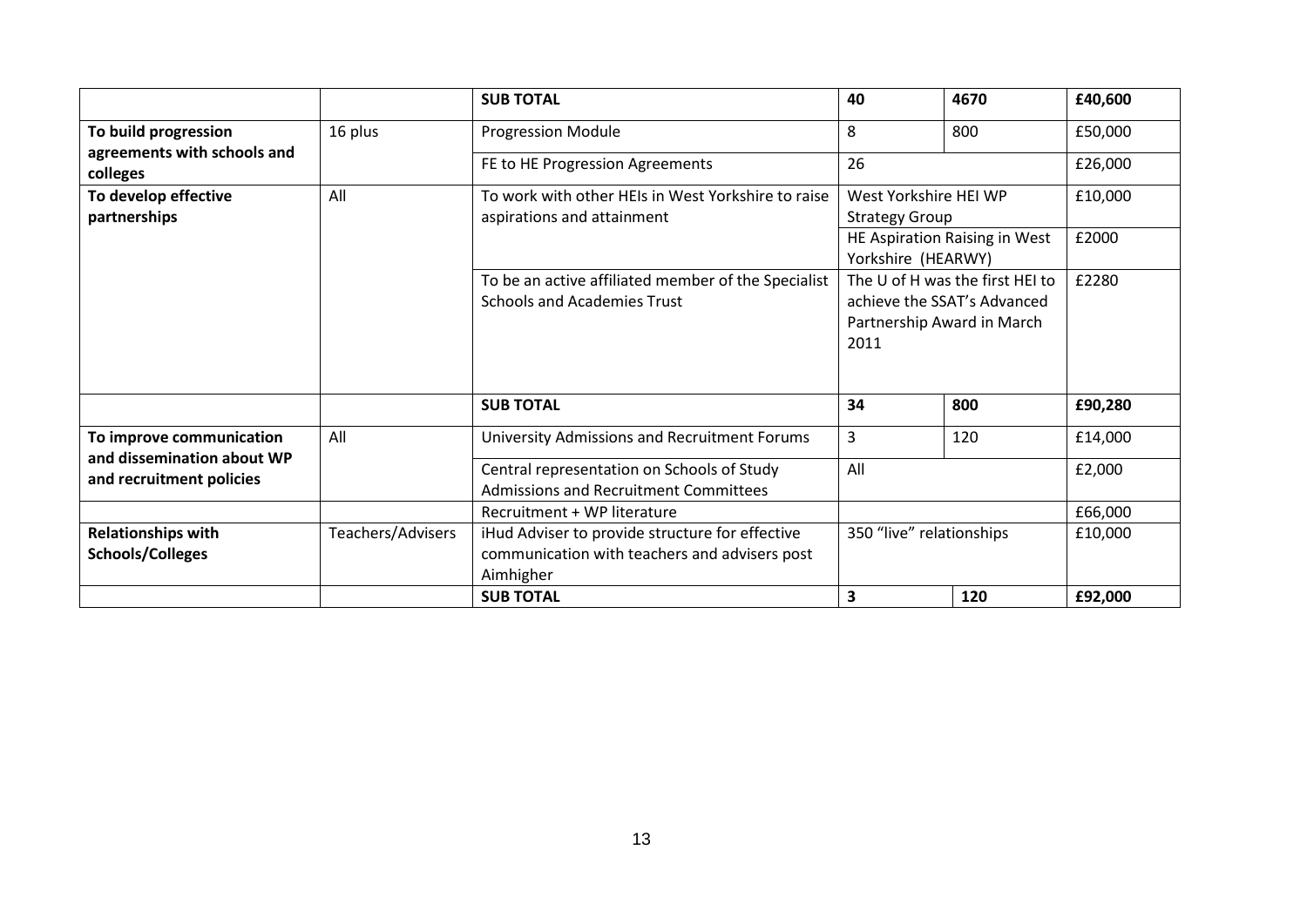| | | | | | |
|---|---|---|---|---|---|
| | | **SUB TOTAL** | **40** | **4670** | **£40,600** |
| **To build progression agreements with schools and colleges** | 16 plus | Progression Module | 8 | 800 | £50,000 |
| | | FE to HE Progression Agreements | 26 | | £26,000 |
| **To develop effective partnerships** | All | To work with other HEIs in West Yorkshire to raise aspirations and attainment | West Yorkshire HEI WP Strategy Group | | £10,000 |
| | | | HE Aspiration Raising in West Yorkshire (HEARWY) | | £2000 |
| | | To be an active affiliated member of the Specialist Schools and Academies Trust | The U of H was the first HEI to achieve the SSAT's Advanced Partnership Award in March 2011 | | £2280 |
| | | **SUB TOTAL** | **34** | **800** | **£90,280** |
| **To improve communication and dissemination about WP and recruitment policies** | All | University Admissions and Recruitment Forums | 3 | 120 | £14,000 |
| | | Central representation on Schools of Study Admissions and Recruitment Committees | All | | £2,000 |
| | | Recruitment + WP literature | | | £66,000 |
| **Relationships with Schools/Colleges** | Teachers/Advisers | iHud Adviser to provide structure for effective communication with teachers and advisers post Aimhigher | 350 "live" relationships | | £10,000 |
| | | **SUB TOTAL** | **3** | **120** | **£92,000** |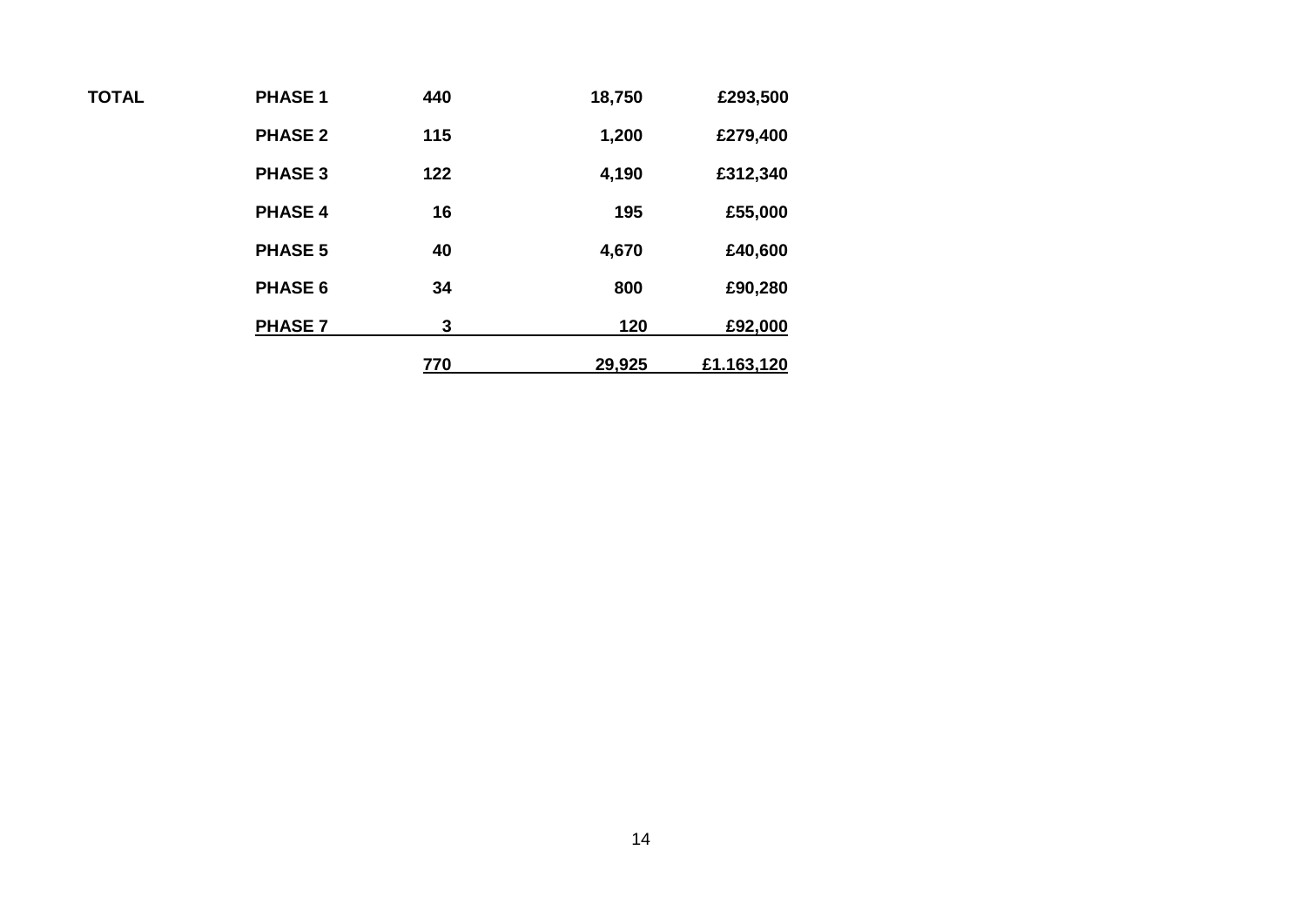| TOTAL | PHASE 1 | 440 | 18,750 | £293,500 |
|---|---|---|---|---|
| | PHASE 2 | 115 | 1,200 | £279,400 |
| | PHASE 3 | 122 | 4,190 | £312,340 |
| | PHASE 4 | 16 | 195 | £55,000 |
| | PHASE 5 | 40 | 4,670 | £40,600 |
| | PHASE 6 | 34 | 800 | £90,280 |
| | PHASE 7 | 3 | 120 | £92,000 |
| | | 770 | 29,925 | £1.163,120 |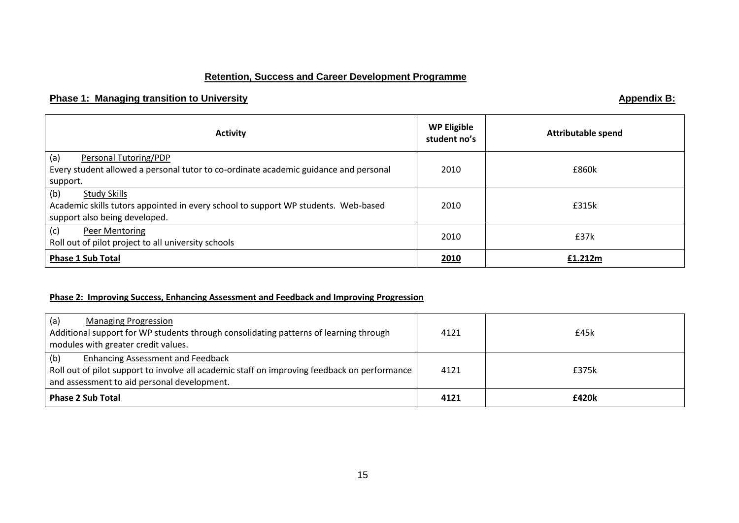## Retention, Success and Career Development Programme

### Phase 1: Managing transition to University

**Appendix B:**

| Activity | WP Eligible student no's | Attributable spend |
|---|---|---|
| (a) Personal Tutoring/PDP<br>Every student allowed a personal tutor to co-ordinate academic guidance and personal support. | 2010 | £860k |
| (b) Study Skills<br>Academic skills tutors appointed in every school to support WP students. Web-based support also being developed. | 2010 | £315k |
| (c) Peer Mentoring<br>Roll out of pilot project to all university schools | 2010 | £37k |
| **Phase 1 Sub Total** | **2010** | **£1.212m** |

### Phase 2: Improving Success, Enhancing Assessment and Feedback and Improving Progression

| Activity | WP Eligible student no's | Attributable spend |
|---|---|---|
| (a) Managing Progression<br>Additional support for WP students through consolidating patterns of learning through modules with greater credit values. | 4121 | £45k |
| (b) Enhancing Assessment and Feedback<br>Roll out of pilot support to involve all academic staff on improving feedback on performance and assessment to aid personal development. | 4121 | £375k |
| **Phase 2 Sub Total** | **4121** | **£420k** |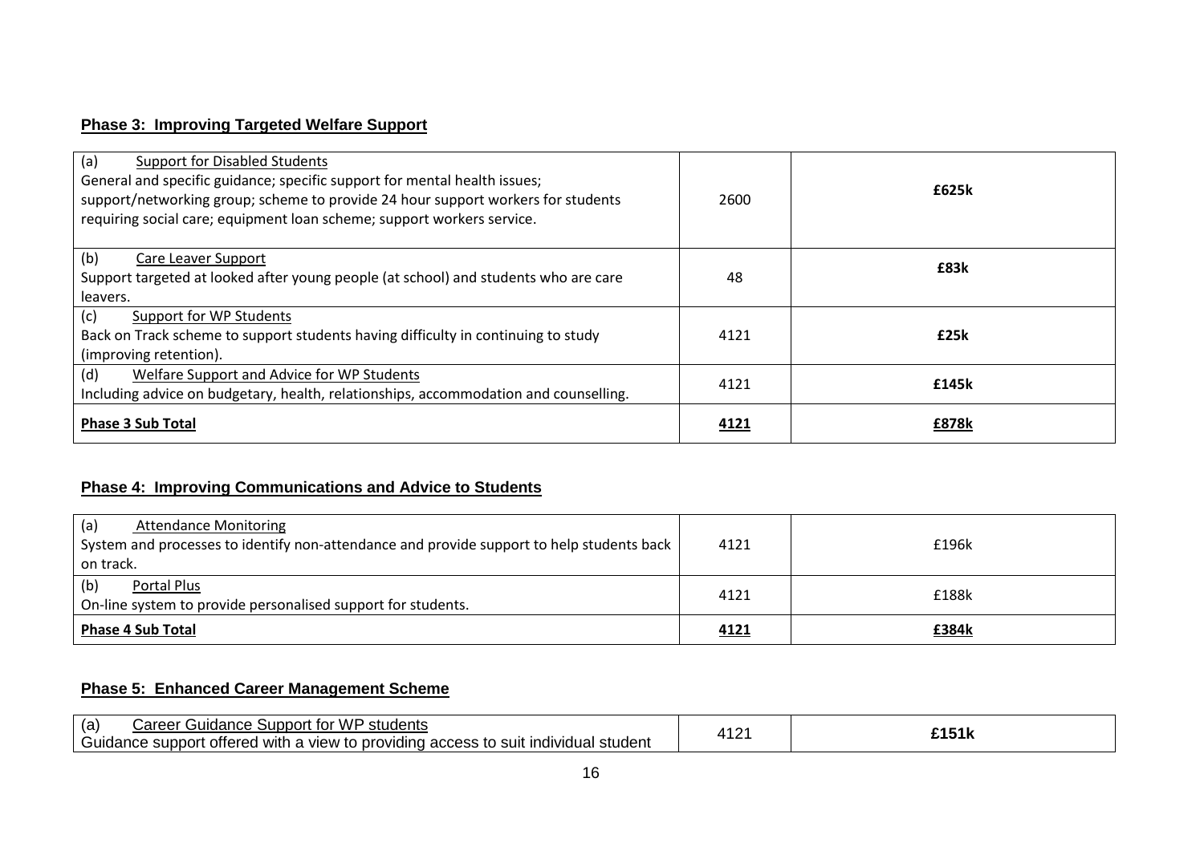**Phase 3: Improving Targeted Welfare Support**

| | | |
|---|---|---|
| (a) Support for Disabled Students<br>General and specific guidance; specific support for mental health issues; support/networking group; scheme to provide 24 hour support workers for students requiring social care; equipment loan scheme; support workers service. | 2600 | **£625k** |
| (b) Care Leaver Support<br>Support targeted at looked after young people (at school) and students who are care leavers. | 48 | **£83k** |
| (c) Support for WP Students<br>Back on Track scheme to support students having difficulty in continuing to study (improving retention). | 4121 | **£25k** |
| (d) Welfare Support and Advice for WP Students<br>Including advice on budgetary, health, relationships, accommodation and counselling. | 4121 | **£145k** |
| **Phase 3 Sub Total** | **4121** | **£878k** |

**Phase 4: Improving Communications and Advice to Students**

| | | |
|---|---|---|
| (a) Attendance Monitoring<br>System and processes to identify non-attendance and provide support to help students back on track. | 4121 | £196k |
| (b) Portal Plus<br>On-line system to provide personalised support for students. | 4121 | £188k |
| **Phase 4 Sub Total** | **4121** | **£384k** |

**Phase 5: Enhanced Career Management Scheme**

| | | |
|---|---|---|
| (a) Career Guidance Support for WP students<br>Guidance support offered with a view to providing access to suit individual student | 4121 | **£151k** |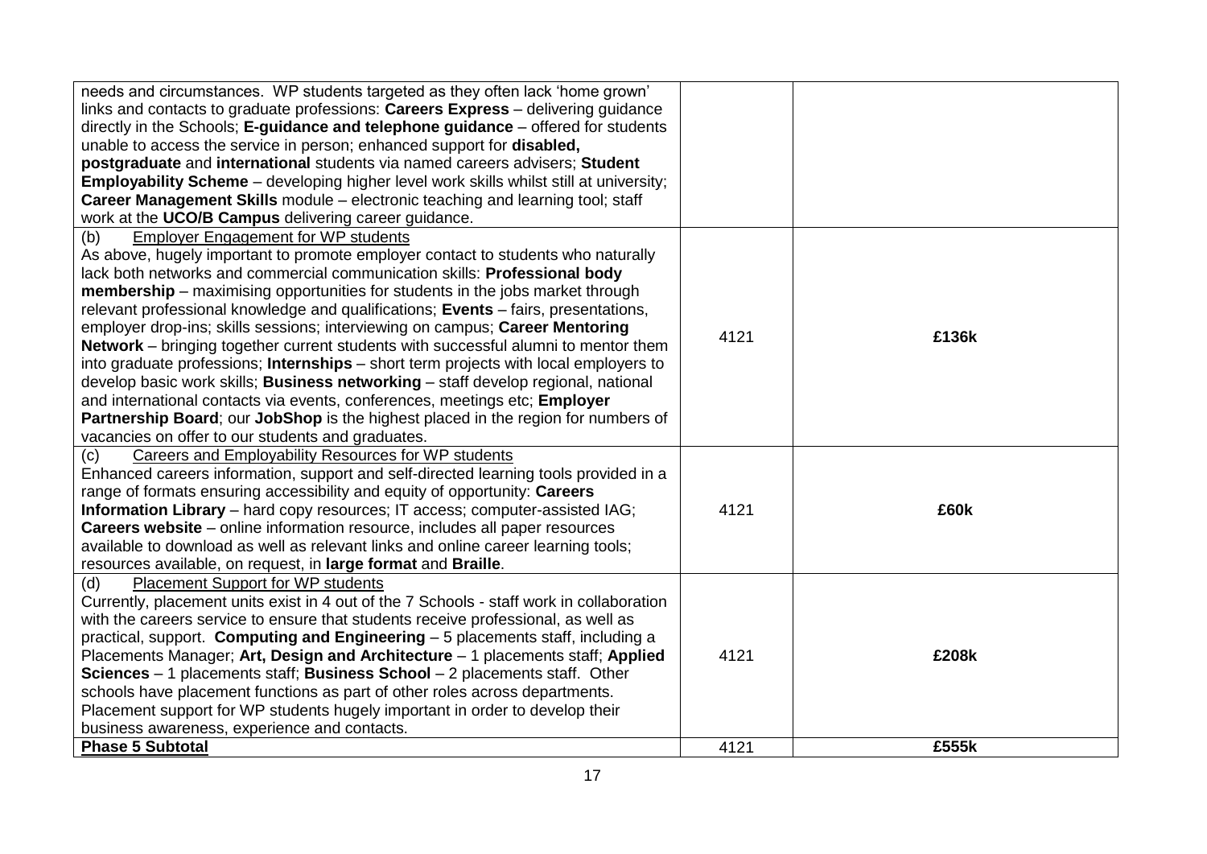| | | |
|---|---|---|
| needs and circumstances. WP students targeted as they often lack 'home grown' links and contacts to graduate professions: **Careers Express** – delivering guidance directly in the Schools; **E-guidance and telephone guidance** – offered for students unable to access the service in person; enhanced support for **disabled, postgraduate** and **international** students via named careers advisers; **Student Employability Scheme** – developing higher level work skills whilst still at university; **Career Management Skills** module – electronic teaching and learning tool; staff work at the **UCO/B Campus** delivering career guidance. | | |
| (b) Employer Engagement for WP students<br>As above, hugely important to promote employer contact to students who naturally lack both networks and commercial communication skills: **Professional body membership** – maximising opportunities for students in the jobs market through relevant professional knowledge and qualifications; **Events** – fairs, presentations, employer drop-ins; skills sessions; interviewing on campus; **Career Mentoring Network** – bringing together current students with successful alumni to mentor them into graduate professions; **Internships** – short term projects with local employers to develop basic work skills; **Business networking** – staff develop regional, national and international contacts via events, conferences, meetings etc; **Employer Partnership Board**; our **JobShop** is the highest placed in the region for numbers of vacancies on offer to our students and graduates. | 4121 | **£136k** |
| (c) Careers and Employability Resources for WP students<br>Enhanced careers information, support and self-directed learning tools provided in a range of formats ensuring accessibility and equity of opportunity: **Careers Information Library** – hard copy resources; IT access; computer-assisted IAG; **Careers website** – online information resource, includes all paper resources available to download as well as relevant links and online career learning tools; resources available, on request, in **large format** and **Braille**. | 4121 | **£60k** |
| (d) Placement Support for WP students<br>Currently, placement units exist in 4 out of the 7 Schools - staff work in collaboration with the careers service to ensure that students receive professional, as well as practical, support. **Computing and Engineering** – 5 placements staff, including a Placements Manager; **Art, Design and Architecture** – 1 placements staff; **Applied Sciences** – 1 placements staff; **Business School** – 2 placements staff. Other schools have placement functions as part of other roles across departments. Placement support for WP students hugely important in order to develop their business awareness, experience and contacts. | 4121 | **£208k** |
| **Phase 5 Subtotal** | 4121 | **£555k** |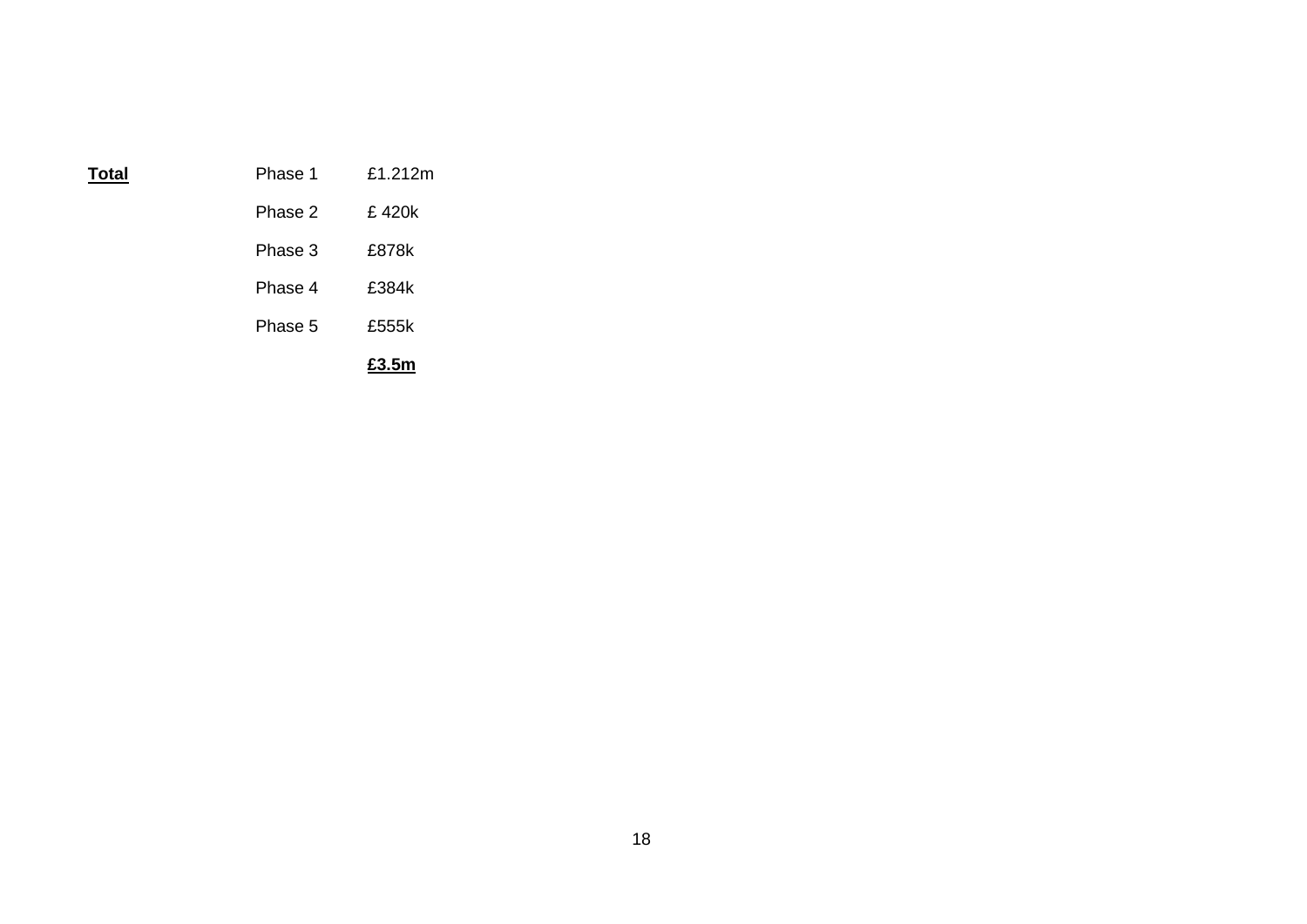| **<u>Total</u>** | Phase 1 | £1.212m |
|---|---|---|
| | Phase 2 | £ 420k |
| | Phase 3 | £878k |
| | Phase 4 | £384k |
| | Phase 5 | £555k |
| | | **<u>£3.5m</u>** |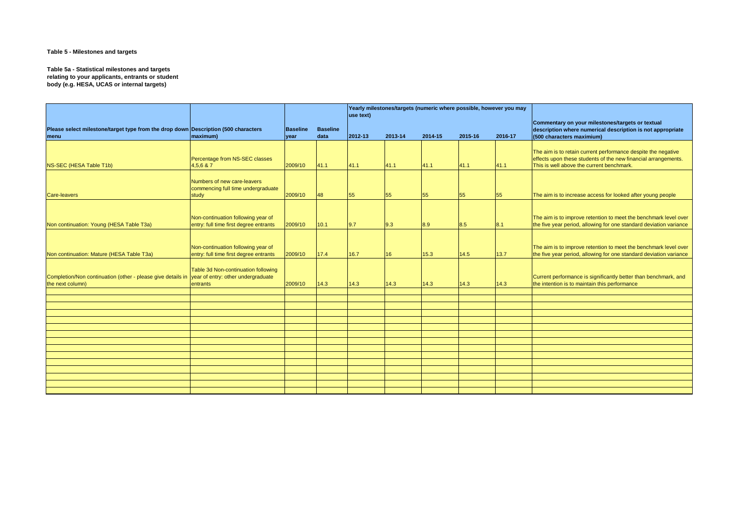**Table 5 - Milestones and targets**

**Table 5a - Statistical milestones and targets relating to your applicants, entrants or student body (e.g. HESA, UCAS or internal targets)**

| Please select milestone/target type from the drop down menu | Description (500 characters maximum) | Baseline year | Baseline data | Yearly milestones/targets (numeric where possible, however you may use text) | | | | | Commentary on your milestones/targets or textual description where numerical description is not appropriate (500 characters maximium) |
|---|---|---|---|---|---|---|---|---|---|
| | | | | 2012-13 | 2013-14 | 2014-15 | 2015-16 | 2016-17 | |
| NS-SEC (HESA Table T1b) | Percentage from NS-SEC classes 4,5,6 & 7 | 2009/10 | 41.1 | 41.1 | 41.1 | 41.1 | 41.1 | 41.1 | The aim is to retain current performance despite the negative effects upon these students of the new financial arrangements. This is well above the current benchmark. |
| Care-leavers | Numbers of new care-leavers commencing full time undergraduate study | 2009/10 | 48 | 55 | 55 | 55 | 55 | 55 | The aim is to increase access for looked after young people |
| Non continuation: Young (HESA Table T3a) | Non-continuation following year of entry: full time first degree entrants | 2009/10 | 10.1 | 9.7 | 9.3 | 8.9 | 8.5 | 8.1 | The aim is to improve retention to meet the benchmark level over the five year period, allowing for one standard deviation variance |
| Non continuation: Mature (HESA Table T3a) | Non-continuation following year of entry: full time first degree entrants | 2009/10 | 17.4 | 16.7 | 16 | 15.3 | 14.5 | 13.7 | The aim is to improve retention to meet the benchmark level over the five year period, allowing for one standard deviation variance |
| Completion/Non continuation (other - please give details in the next column) | Table 3d Non-continuation following year of entry: other undergraduate entrants | 2009/10 | 14.3 | 14.3 | 14.3 | 14.3 | 14.3 | 14.3 | Current performance is significantly better than benchmark, and the intention is to maintain this performance |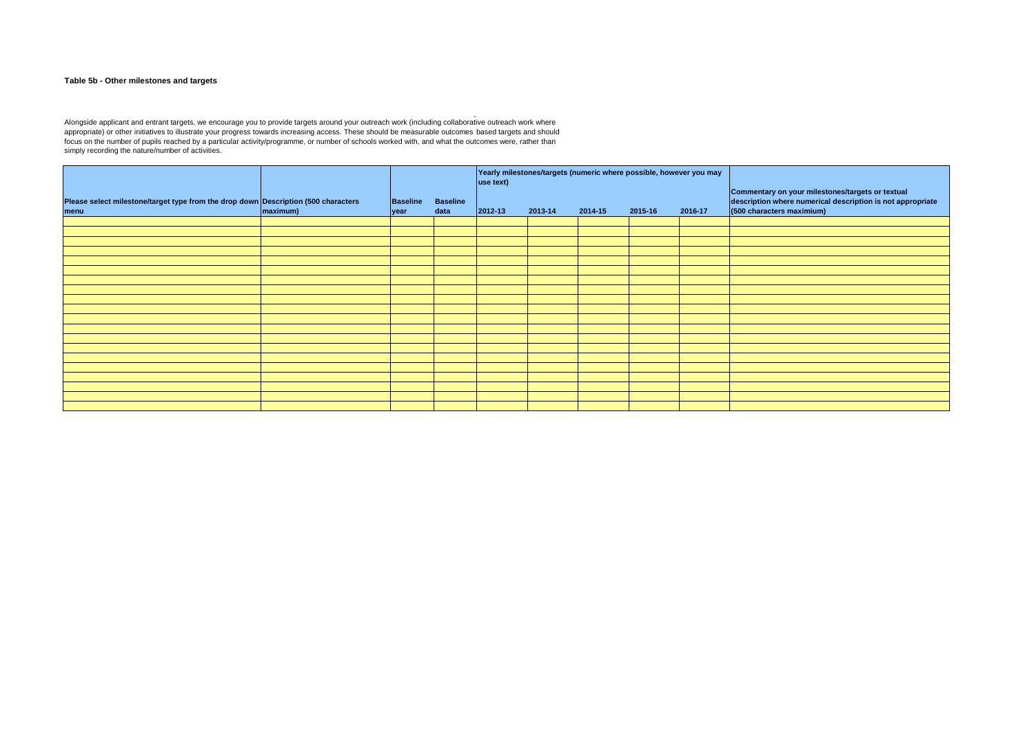**Table 5b - Other milestones and targets**

Alongside applicant and entrant targets, we encourage you to provide targets around your outreach work (including collaborative outreach work where appropriate) or other initiatives to illustrate your progress towards increasing access. These should be measurable outcomes based targets and should focus on the number of pupils reached by a particular activity/programme, or number of schools worked with, and what the outcomes were, rather than simply recording the nature/number of activities.

| | | | | Yearly milestones/targets (numeric where possible, however you may use text) | | | | | |
|---|---|---|---|---|---|---|---|---|---|
| Please select milestone/target type from the drop down menu | Description (500 characters maximum) | Baseline year | Baseline data | 2012-13 | 2013-14 | 2014-15 | 2015-16 | 2016-17 | Commentary on your milestones/targets or textual description where numerical description is not appropriate (500 characters maximium) |
| | | | | | | | | | |
| | | | | | | | | | |
| | | | | | | | | | |
| | | | | | | | | | |
| | | | | | | | | | |
| | | | | | | | | | |
| | | | | | | | | | |
| | | | | | | | | | |
| | | | | | | | | | |
| | | | | | | | | | |
| | | | | | | | | | |
| | | | | | | | | | |
| | | | | | | | | | |
| | | | | | | | | | |
| | | | | | | | | | |
| | | | | | | | | | |
| | | | | | | | | | |
| | | | | | | | | | |
| | | | | | | | | | |
| | | | | | | | | | |